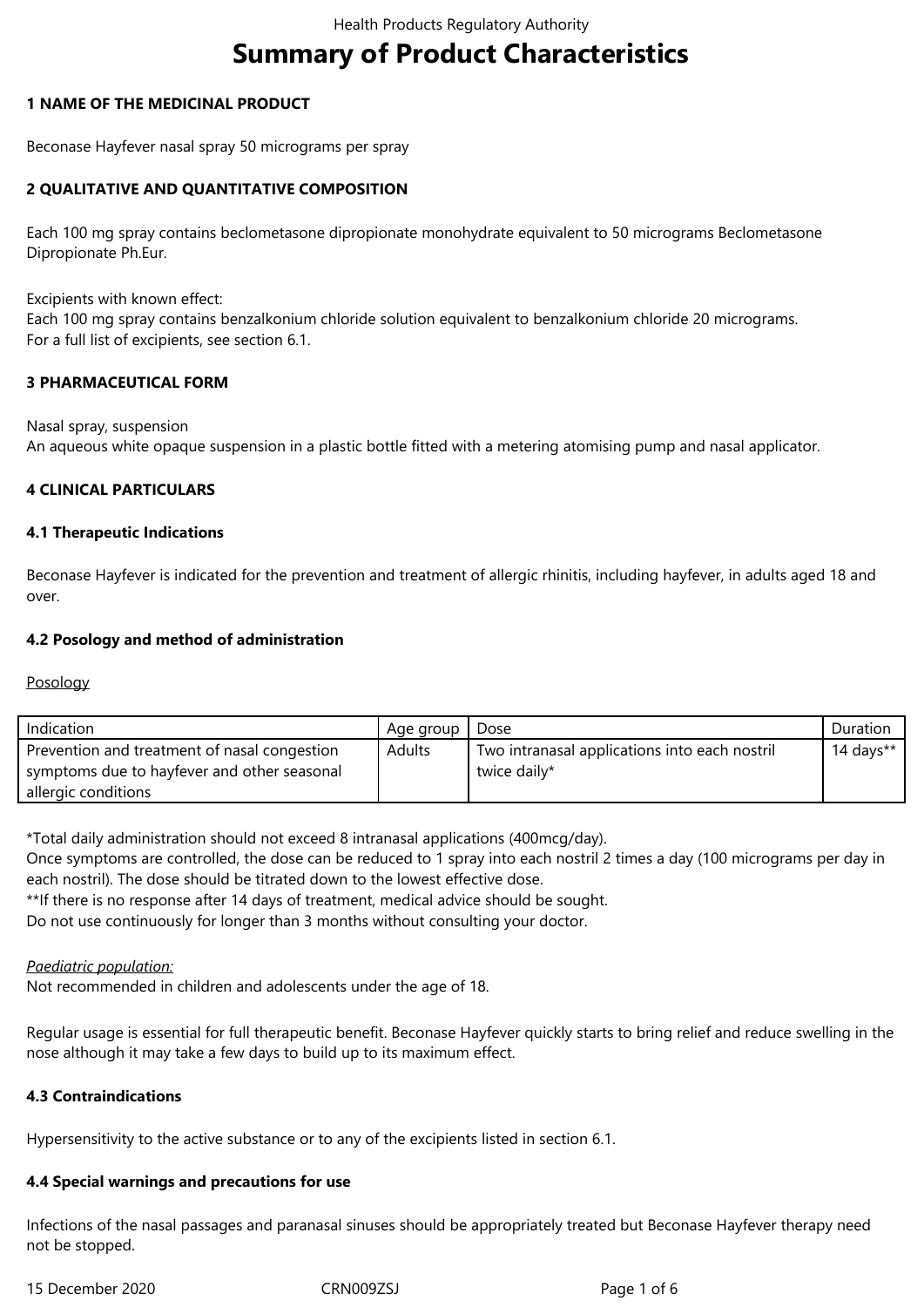# Summary of Product Characteristics

## 1 NAME OF THE MEDICINAL PRODUCT

Beconase Hayfever nasal spray 50 micrograms per spray

## 2 QUALITATIVE AND QUANTITATIVE COMPOSITION

Each 100 mg spray contains beclometasone dipropionate monohydrate equivalent to 50 micrograms Beclometasone Dipropionate Ph.Eur.

Excipients with known effect:
Each 100 mg spray contains benzalkonium chloride solution equivalent to benzalkonium chloride 20 micrograms.
For a full list of excipients, see section 6.1.

## 3 PHARMACEUTICAL FORM

Nasal spray, suspension
An aqueous white opaque suspension in a plastic bottle fitted with a metering atomising pump and nasal applicator.

## 4 CLINICAL PARTICULARS

### 4.1 Therapeutic Indications

Beconase Hayfever is indicated for the prevention and treatment of allergic rhinitis, including hayfever, in adults aged 18 and over.

### 4.2 Posology and method of administration

Posology

| Indication | Age group | Dose | Duration |
|---|---|---|---|
| Prevention and treatment of nasal congestion symptoms due to hayfever and other seasonal allergic conditions | Adults | Two intranasal applications into each nostril twice daily* | 14 days** |

*Total daily administration should not exceed 8 intranasal applications (400mcg/day).
Once symptoms are controlled, the dose can be reduced to 1 spray into each nostril 2 times a day (100 micrograms per day in each nostril). The dose should be titrated down to the lowest effective dose.
**If there is no response after 14 days of treatment, medical advice should be sought.
Do not use continuously for longer than 3 months without consulting your doctor.

*Paediatric population:*
Not recommended in children and adolescents under the age of 18.

Regular usage is essential for full therapeutic benefit. Beconase Hayfever quickly starts to bring relief and reduce swelling in the nose although it may take a few days to build up to its maximum effect.

### 4.3 Contraindications

Hypersensitivity to the active substance or to any of the excipients listed in section 6.1.

### 4.4 Special warnings and precautions for use

Infections of the nasal passages and paranasal sinuses should be appropriately treated but Beconase Hayfever therapy need not be stopped.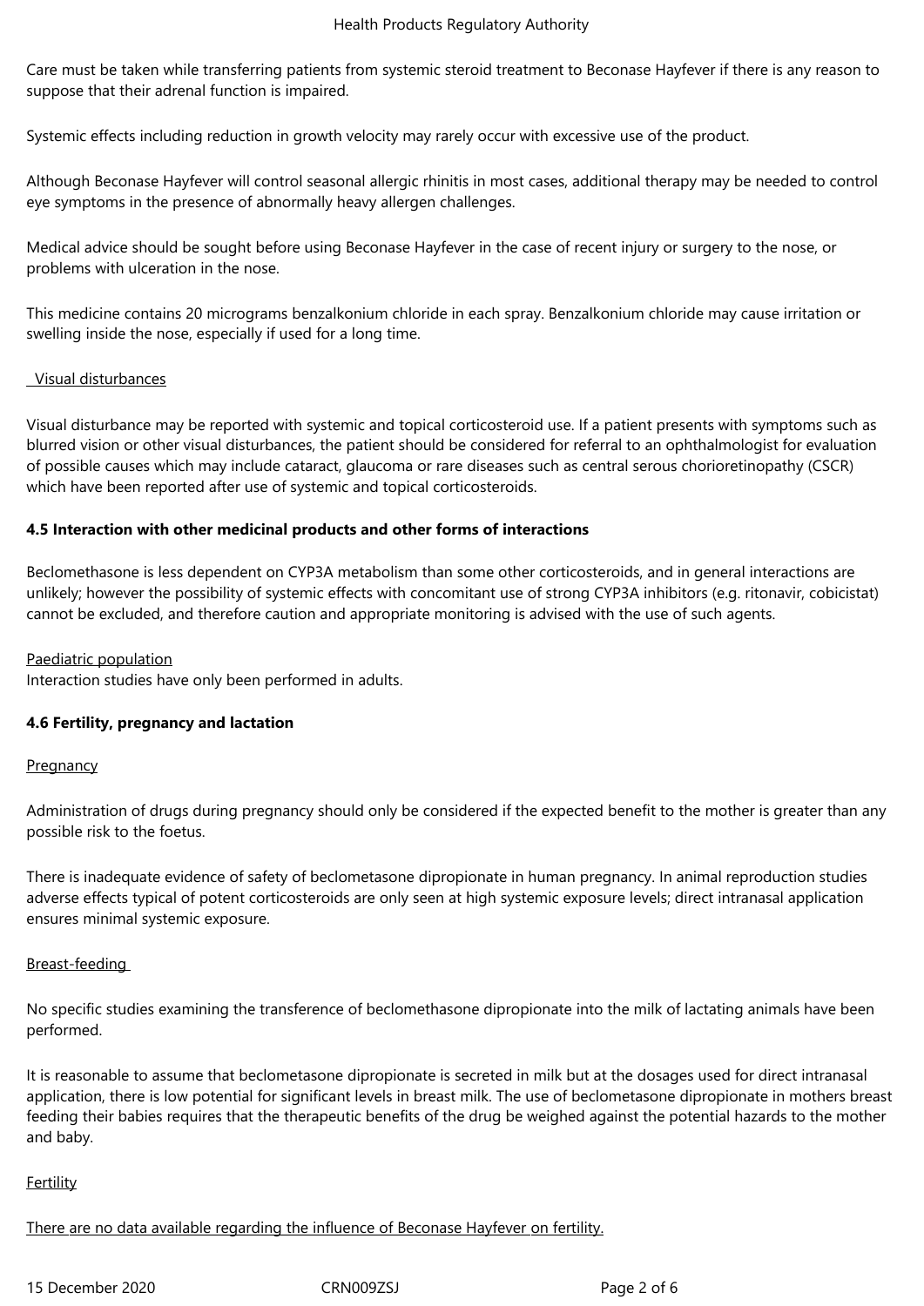Care must be taken while transferring patients from systemic steroid treatment to Beconase Hayfever if there is any reason to suppose that their adrenal function is impaired.

Systemic effects including reduction in growth velocity may rarely occur with excessive use of the product.

Although Beconase Hayfever will control seasonal allergic rhinitis in most cases, additional therapy may be needed to control eye symptoms in the presence of abnormally heavy allergen challenges.

Medical advice should be sought before using Beconase Hayfever in the case of recent injury or surgery to the nose, or problems with ulceration in the nose.

This medicine contains 20 micrograms benzalkonium chloride in each spray. Benzalkonium chloride may cause irritation or swelling inside the nose, especially if used for a long time.

Visual disturbances

Visual disturbance may be reported with systemic and topical corticosteroid use. If a patient presents with symptoms such as blurred vision or other visual disturbances, the patient should be considered for referral to an ophthalmologist for evaluation of possible causes which may include cataract, glaucoma or rare diseases such as central serous chorioretinopathy (CSCR) which have been reported after use of systemic and topical corticosteroids.

**4.5 Interaction with other medicinal products and other forms of interactions**

Beclomethasone is less dependent on CYP3A metabolism than some other corticosteroids, and in general interactions are unlikely; however the possibility of systemic effects with concomitant use of strong CYP3A inhibitors (e.g. ritonavir, cobicistat) cannot be excluded, and therefore caution and appropriate monitoring is advised with the use of such agents.

Paediatric population

Interaction studies have only been performed in adults.

**4.6 Fertility, pregnancy and lactation**

Pregnancy

Administration of drugs during pregnancy should only be considered if the expected benefit to the mother is greater than any possible risk to the foetus.

There is inadequate evidence of safety of beclometasone dipropionate in human pregnancy. In animal reproduction studies adverse effects typical of potent corticosteroids are only seen at high systemic exposure levels; direct intranasal application ensures minimal systemic exposure.

Breast-feeding

No specific studies examining the transference of beclomethasone dipropionate into the milk of lactating animals have been performed.

It is reasonable to assume that beclometasone dipropionate is secreted in milk but at the dosages used for direct intranasal application, there is low potential for significant levels in breast milk. The use of beclometasone dipropionate in mothers breast feeding their babies requires that the therapeutic benefits of the drug be weighed against the potential hazards to the mother and baby.

Fertility

There are no data available regarding the influence of Beconase Hayfever on fertility.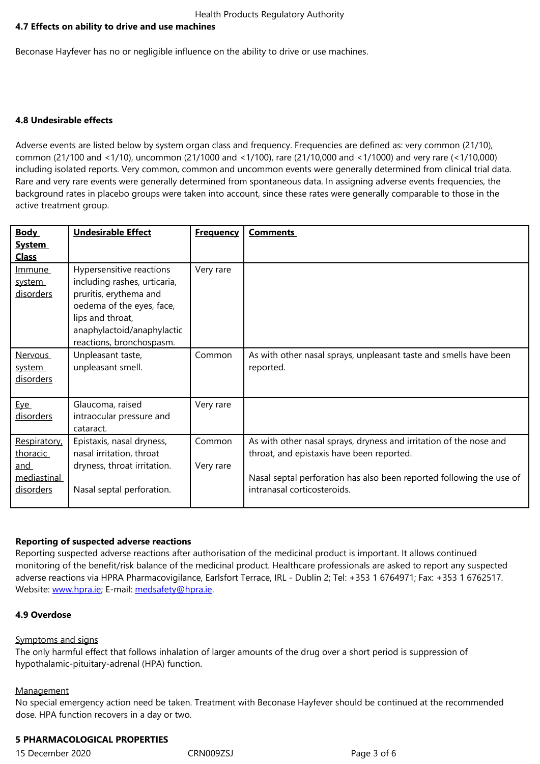### 4.7 Effects on ability to drive and use machines

Beconase Hayfever has no or negligible influence on the ability to drive or use machines.

### 4.8 Undesirable effects

Adverse events are listed below by system organ class and frequency. Frequencies are defined as: very common (21/10), common (21/100 and <1/10), uncommon (21/1000 and <1/100), rare (21/10,000 and <1/1000) and very rare (<1/10,000) including isolated reports. Very common, common and uncommon events were generally determined from clinical trial data. Rare and very rare events were generally determined from spontaneous data. In assigning adverse events frequencies, the background rates in placebo groups were taken into account, since these rates were generally comparable to those in the active treatment group.

| Body System Class | Undesirable Effect | Frequency | Comments |
|---|---|---|---|
| Immune system disorders | Hypersensitive reactions including rashes, urticaria, pruritis, erythema and oedema of the eyes, face, lips and throat, anaphylactoid/anaphylactic reactions, bronchospasm. | Very rare | |
| Nervous system disorders | Unpleasant taste, unpleasant smell. | Common | As with other nasal sprays, unpleasant taste and smells have been reported. |
| Eye disorders | Glaucoma, raised intraocular pressure and cataract. | Very rare | |
| Respiratory, thoracic and mediastinal disorders | Epistaxis, nasal dryness, nasal irritation, throat dryness, throat irritation.<br><br>Nasal septal perforation. | Common<br><br>Very rare | As with other nasal sprays, dryness and irritation of the nose and throat, and epistaxis have been reported.<br><br>Nasal septal perforation has also been reported following the use of intranasal corticosteroids. |

**Reporting of suspected adverse reactions**

Reporting suspected adverse reactions after authorisation of the medicinal product is important. It allows continued monitoring of the benefit/risk balance of the medicinal product. Healthcare professionals are asked to report any suspected adverse reactions via HPRA Pharmacovigilance, Earlsfort Terrace, IRL - Dublin 2; Tel: +353 1 6764971; Fax: +353 1 6762517. Website: www.hpra.ie; E-mail: medsafety@hpra.ie.

### 4.9 Overdose

Symptoms and signs

The only harmful effect that follows inhalation of larger amounts of the drug over a short period is suppression of hypothalamic-pituitary-adrenal (HPA) function.

Management

No special emergency action need be taken. Treatment with Beconase Hayfever should be continued at the recommended dose. HPA function recovers in a day or two.

## 5 PHARMACOLOGICAL PROPERTIES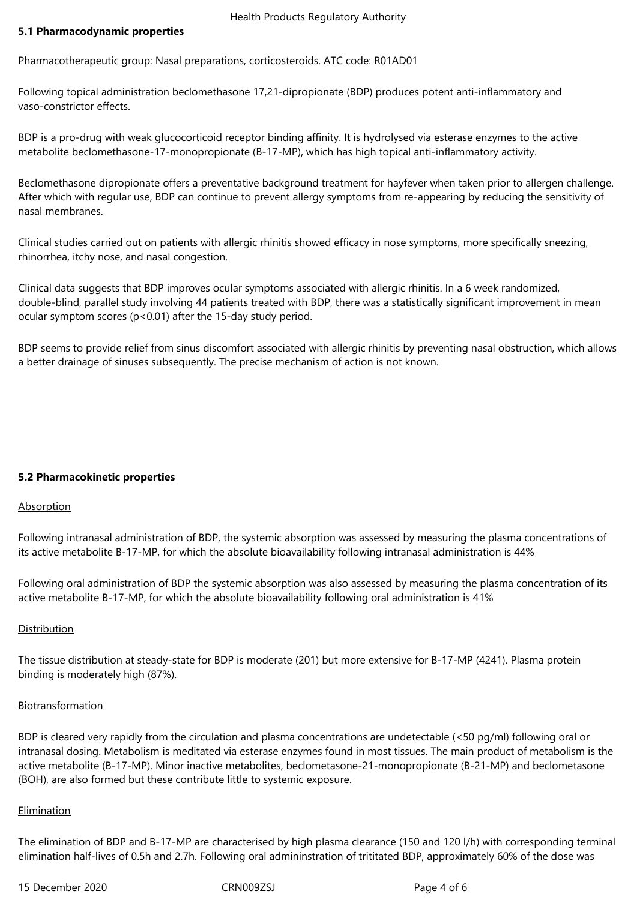### 5.1 Pharmacodynamic properties

Pharmacotherapeutic group: Nasal preparations, corticosteroids. ATC code: R01AD01

Following topical administration beclomethasone 17,21-dipropionate (BDP) produces potent anti-inflammatory and vaso-constrictor effects.

BDP is a pro-drug with weak glucocorticoid receptor binding affinity. It is hydrolysed via esterase enzymes to the active metabolite beclomethasone-17-monopropionate (B-17-MP), which has high topical anti-inflammatory activity.

Beclomethasone dipropionate offers a preventative background treatment for hayfever when taken prior to allergen challenge. After which with regular use, BDP can continue to prevent allergy symptoms from re-appearing by reducing the sensitivity of nasal membranes.

Clinical studies carried out on patients with allergic rhinitis showed efficacy in nose symptoms, more specifically sneezing, rhinorrhea, itchy nose, and nasal congestion.

Clinical data suggests that BDP improves ocular symptoms associated with allergic rhinitis. In a 6 week randomized, double-blind, parallel study involving 44 patients treated with BDP, there was a statistically significant improvement in mean ocular symptom scores ($p<0.01$) after the 15-day study period.

BDP seems to provide relief from sinus discomfort associated with allergic rhinitis by preventing nasal obstruction, which allows a better drainage of sinuses subsequently. The precise mechanism of action is not known.

### 5.2 Pharmacokinetic properties

Absorption

Following intranasal administration of BDP, the systemic absorption was assessed by measuring the plasma concentrations of its active metabolite B-17-MP, for which the absolute bioavailability following intranasal administration is 44%

Following oral administration of BDP the systemic absorption was also assessed by measuring the plasma concentration of its active metabolite B-17-MP, for which the absolute bioavailability following oral administration is 41%

Distribution

The tissue distribution at steady-state for BDP is moderate (20l) but more extensive for B-17-MP (424l). Plasma protein binding is moderately high (87%).

Biotransformation

BDP is cleared very rapidly from the circulation and plasma concentrations are undetectable (<50 pg/ml) following oral or intranasal dosing. Metabolism is meditated via esterase enzymes found in most tissues. The main product of metabolism is the active metabolite (B-17-MP). Minor inactive metabolites, beclometasone-21-monopropionate (B-21-MP) and beclometasone (BOH), are also formed but these contribute little to systemic exposure.

Elimination

The elimination of BDP and B-17-MP are characterised by high plasma clearance (150 and 120 l/h) with corresponding terminal elimination half-lives of 0.5h and 2.7h. Following oral admininstration of trititated BDP, approximately 60% of the dose was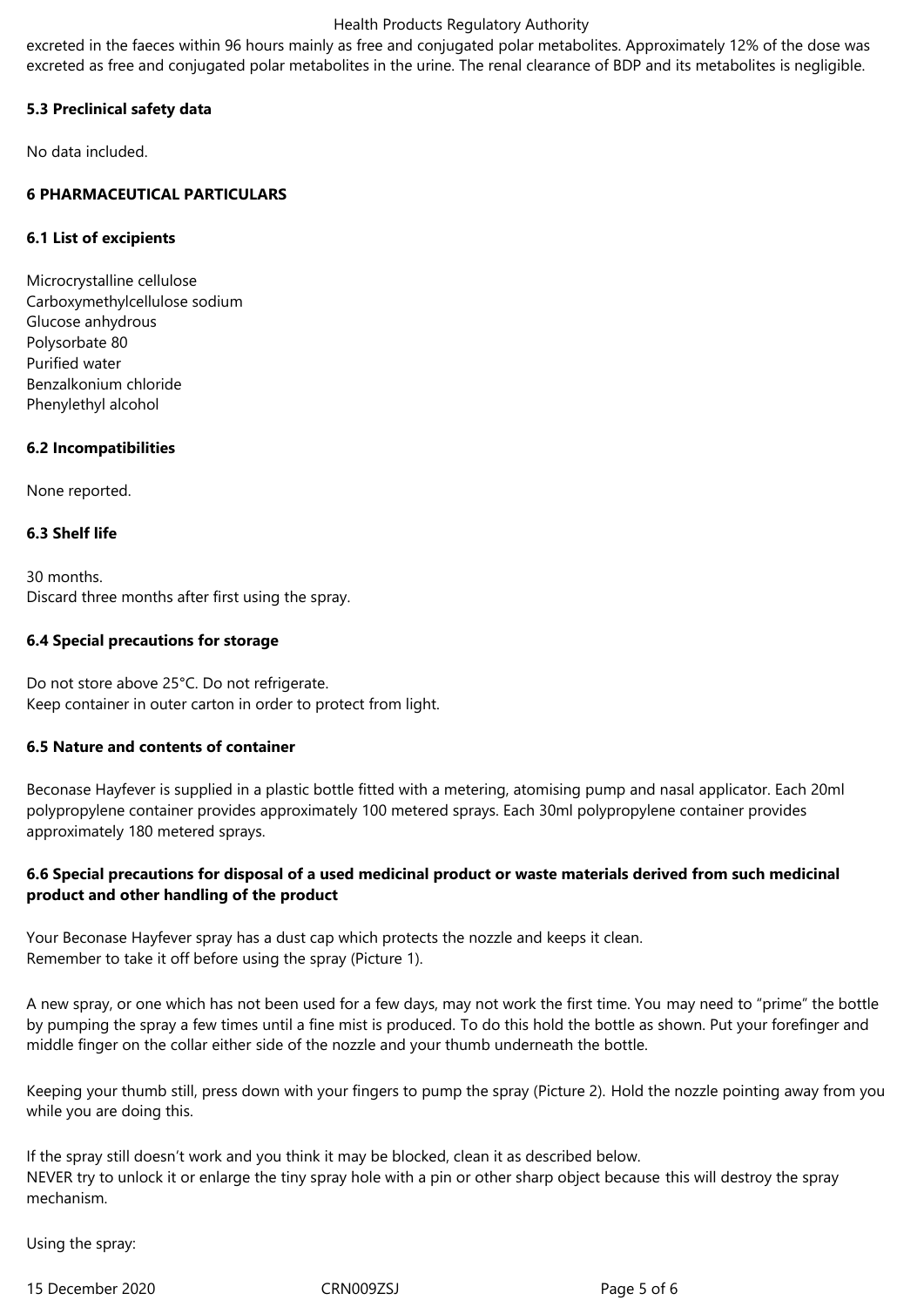excreted in the faeces within 96 hours mainly as free and conjugated polar metabolites. Approximately 12% of the dose was excreted as free and conjugated polar metabolites in the urine. The renal clearance of BDP and its metabolites is negligible.

**5.3 Preclinical safety data**

No data included.

**6 PHARMACEUTICAL PARTICULARS**

**6.1 List of excipients**

Microcrystalline cellulose
Carboxymethylcellulose sodium
Glucose anhydrous
Polysorbate 80
Purified water
Benzalkonium chloride
Phenylethyl alcohol

**6.2 Incompatibilities**

None reported.

**6.3 Shelf life**

30 months.
Discard three months after first using the spray.

**6.4 Special precautions for storage**

Do not store above 25°C. Do not refrigerate.
Keep container in outer carton in order to protect from light.

**6.5 Nature and contents of container**

Beconase Hayfever is supplied in a plastic bottle fitted with a metering, atomising pump and nasal applicator. Each 20ml polypropylene container provides approximately 100 metered sprays. Each 30ml polypropylene container provides approximately 180 metered sprays.

**6.6 Special precautions for disposal of a used medicinal product or waste materials derived from such medicinal product and other handling of the product**

Your Beconase Hayfever spray has a dust cap which protects the nozzle and keeps it clean.
Remember to take it off before using the spray (Picture 1).

A new spray, or one which has not been used for a few days, may not work the first time. You may need to "prime" the bottle by pumping the spray a few times until a fine mist is produced. To do this hold the bottle as shown. Put your forefinger and middle finger on the collar either side of the nozzle and your thumb underneath the bottle.

Keeping your thumb still, press down with your fingers to pump the spray (Picture 2). Hold the nozzle pointing away from you while you are doing this.

If the spray still doesn't work and you think it may be blocked, clean it as described below.
NEVER try to unlock it or enlarge the tiny spray hole with a pin or other sharp object because this will destroy the spray mechanism.

Using the spray: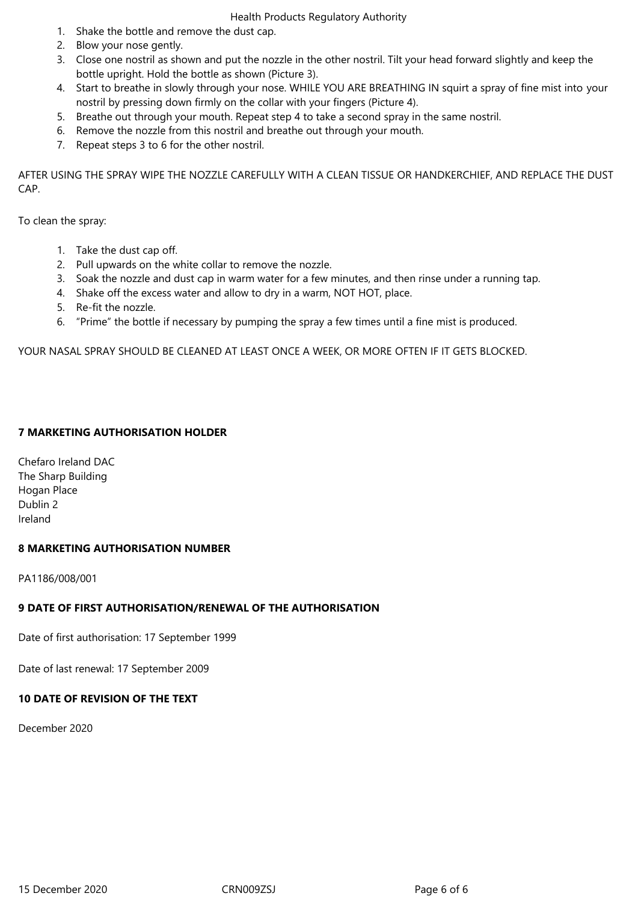1. Shake the bottle and remove the dust cap.
2. Blow your nose gently.
3. Close one nostril as shown and put the nozzle in the other nostril. Tilt your head forward slightly and keep the bottle upright. Hold the bottle as shown (Picture 3).
4. Start to breathe in slowly through your nose. WHILE YOU ARE BREATHING IN squirt a spray of fine mist into your nostril by pressing down firmly on the collar with your fingers (Picture 4).
5. Breathe out through your mouth. Repeat step 4 to take a second spray in the same nostril.
6. Remove the nozzle from this nostril and breathe out through your mouth.
7. Repeat steps 3 to 6 for the other nostril.

AFTER USING THE SPRAY WIPE THE NOZZLE CAREFULLY WITH A CLEAN TISSUE OR HANDKERCHIEF, AND REPLACE THE DUST CAP.

To clean the spray:

1. Take the dust cap off.
2. Pull upwards on the white collar to remove the nozzle.
3. Soak the nozzle and dust cap in warm water for a few minutes, and then rinse under a running tap.
4. Shake off the excess water and allow to dry in a warm, NOT HOT, place.
5. Re-fit the nozzle.
6. "Prime" the bottle if necessary by pumping the spray a few times until a fine mist is produced.

YOUR NASAL SPRAY SHOULD BE CLEANED AT LEAST ONCE A WEEK, OR MORE OFTEN IF IT GETS BLOCKED.

## 7 MARKETING AUTHORISATION HOLDER

Chefaro Ireland DAC
The Sharp Building
Hogan Place
Dublin 2
Ireland

## 8 MARKETING AUTHORISATION NUMBER

PA1186/008/001

## 9 DATE OF FIRST AUTHORISATION/RENEWAL OF THE AUTHORISATION

Date of first authorisation: 17 September 1999

Date of last renewal: 17 September 2009

## 10 DATE OF REVISION OF THE TEXT

December 2020